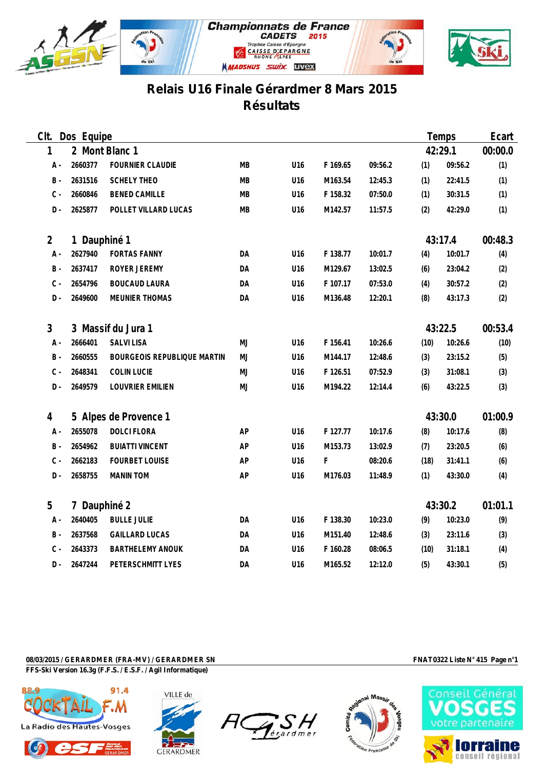# Relais U16 Finale Gérardmer 8 Mars 2015

## Résultats

| Clt. | Dos | Equipe | | | | | | Temps | Ecart |
|---|---|---|---|---|---|---|---|---|---|
| 1 | 2 | Mont Blanc 1 | | | | | | 42:29.1 | 00:00.0 |
| A - | 2660377 | FOURNIER CLAUDIE | MB | U16 | F 169.65 | 09:56.2 | (1) | 09:56.2 | (1) |
| B - | 2631516 | SCHELY THEO | MB | U16 | M163.54 | 12:45.3 | (1) | 22:41.5 | (1) |
| C - | 2660846 | BENED CAMILLE | MB | U16 | F 158.32 | 07:50.0 | (1) | 30:31.5 | (1) |
| D - | 2625877 | POLLET VILLARD LUCAS | MB | U16 | M142.57 | 11:57.5 | (2) | 42:29.0 | (1) |
| 2 | 1 | Dauphiné 1 | | | | | | 43:17.4 | 00:48.3 |
| A - | 2627940 | FORTAS FANNY | DA | U16 | F 138.77 | 10:01.7 | (4) | 10:01.7 | (4) |
| B - | 2637417 | ROYER JEREMY | DA | U16 | M129.67 | 13:02.5 | (6) | 23:04.2 | (2) |
| C - | 2654796 | BOUCAUD LAURA | DA | U16 | F 107.17 | 07:53.0 | (4) | 30:57.2 | (2) |
| D - | 2649600 | MEUNIER THOMAS | DA | U16 | M136.48 | 12:20.1 | (8) | 43:17.3 | (2) |
| 3 | 3 | Massif du Jura 1 | | | | | | 43:22.5 | 00:53.4 |
| A - | 2666401 | SALVI LISA | MJ | U16 | F 156.41 | 10:26.6 | (10) | 10:26.6 | (10) |
| B - | 2660555 | BOURGEOIS REPUBLIQUE MARTIN | MJ | U16 | M144.17 | 12:48.6 | (3) | 23:15.2 | (5) |
| C - | 2648341 | COLIN LUCIE | MJ | U16 | F 126.51 | 07:52.9 | (3) | 31:08.1 | (3) |
| D - | 2649579 | LOUVRIER EMILIEN | MJ | U16 | M194.22 | 12:14.4 | (6) | 43:22.5 | (3) |
| 4 | 5 | Alpes de Provence 1 | | | | | | 43:30.0 | 01:00.9 |
| A - | 2655078 | DOLCI FLORA | AP | U16 | F 127.77 | 10:17.6 | (8) | 10:17.6 | (8) |
| B - | 2654962 | BUIATTI VINCENT | AP | U16 | M153.73 | 13:02.9 | (7) | 23:20.5 | (6) |
| C - | 2662183 | FOURBET LOUISE | AP | U16 | F | 08:20.6 | (18) | 31:41.1 | (6) |
| D - | 2658755 | MANIN TOM | AP | U16 | M176.03 | 11:48.9 | (1) | 43:30.0 | (4) |
| 5 | 7 | Dauphiné 2 | | | | | | 43:30.2 | 01:01.1 |
| A - | 2640405 | BULLE JULIE | DA | U16 | F 138.30 | 10:23.0 | (9) | 10:23.0 | (9) |
| B - | 2637568 | GAILLARD LUCAS | DA | U16 | M151.40 | 12:48.6 | (3) | 23:11.6 | (3) |
| C - | 2643373 | BARTHELEMY ANOUK | DA | U16 | F 160.28 | 08:06.5 | (10) | 31:18.1 | (4) |
| D - | 2647244 | PETERSCHMITT LYES | DA | U16 | M165.52 | 12:12.0 | (5) | 43:30.1 | (5) |

08/03/2015 / GERARDMER (FRA-MV) / GERARDMER SN — FNAT0322 Liste N° 415

FFS-Ski Version 16.3g (F.F.S. / E.S.F. / Agil Informatique)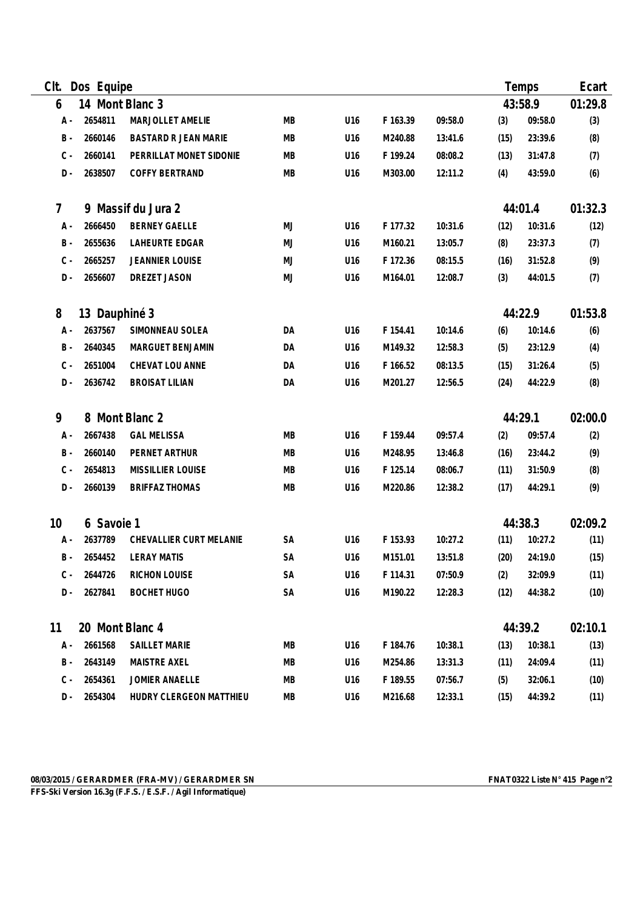| Clt. | Dos | Equipe | | | | | | Temps | | Ecart |
|---|---|---|---|---|---|---|---|---|---|---|
| 6 | 14 | Mont Blanc 3 | | | | | | | 43:58.9 | 01:29.8 |
| A - | 2654811 | MARJOLLET AMELIE | MB | U16 | F 163.39 | 09:58.0 | (3) | 09:58.0 | | (3) |
| B - | 2660146 | BASTARD R JEAN MARIE | MB | U16 | M240.88 | 13:41.6 | (15) | 23:39.6 | | (8) |
| C - | 2660141 | PERRILLAT MONET SIDONIE | MB | U16 | F 199.24 | 08:08.2 | (13) | 31:47.8 | | (7) |
| D - | 2638507 | COFFY BERTRAND | MB | U16 | M303.00 | 12:11.2 | (4) | 43:59.0 | | (6) |
| 7 | 9 | Massif du Jura 2 | | | | | | | 44:01.4 | 01:32.3 |
| A - | 2666450 | BERNEY GAELLE | MJ | U16 | F 177.32 | 10:31.6 | (12) | 10:31.6 | | (12) |
| B - | 2655636 | LAHEURTE EDGAR | MJ | U16 | M160.21 | 13:05.7 | (8) | 23:37.3 | | (7) |
| C - | 2665257 | JEANNIER LOUISE | MJ | U16 | F 172.36 | 08:15.5 | (16) | 31:52.8 | | (9) |
| D - | 2656607 | DREZET JASON | MJ | U16 | M164.01 | 12:08.7 | (3) | 44:01.5 | | (7) |
| 8 | 13 | Dauphiné 3 | | | | | | | 44:22.9 | 01:53.8 |
| A - | 2637567 | SIMONNEAU SOLEA | DA | U16 | F 154.41 | 10:14.6 | (6) | 10:14.6 | | (6) |
| B - | 2640345 | MARGUET BENJAMIN | DA | U16 | M149.32 | 12:58.3 | (5) | 23:12.9 | | (4) |
| C - | 2651004 | CHEVAT LOU ANNE | DA | U16 | F 166.52 | 08:13.5 | (15) | 31:26.4 | | (5) |
| D - | 2636742 | BROISAT LILIAN | DA | U16 | M201.27 | 12:56.5 | (24) | 44:22.9 | | (8) |
| 9 | 8 | Mont Blanc 2 | | | | | | | 44:29.1 | 02:00.0 |
| A - | 2667438 | GAL MELISSA | MB | U16 | F 159.44 | 09:57.4 | (2) | 09:57.4 | | (2) |
| B - | 2660140 | PERNET ARTHUR | MB | U16 | M248.95 | 13:46.8 | (16) | 23:44.2 | | (9) |
| C - | 2654813 | MISSILLIER LOUISE | MB | U16 | F 125.14 | 08:06.7 | (11) | 31:50.9 | | (8) |
| D - | 2660139 | BRIFFAZ THOMAS | MB | U16 | M220.86 | 12:38.2 | (17) | 44:29.1 | | (9) |
| 10 | 6 | Savoie 1 | | | | | | | 44:38.3 | 02:09.2 |
| A - | 2637789 | CHEVALLIER CURT MELANIE | SA | U16 | F 153.93 | 10:27.2 | (11) | 10:27.2 | | (11) |
| B - | 2654452 | LERAY MATIS | SA | U16 | M151.01 | 13:51.8 | (20) | 24:19.0 | | (15) |
| C - | 2644726 | RICHON LOUISE | SA | U16 | F 114.31 | 07:50.9 | (2) | 32:09.9 | | (11) |
| D - | 2627841 | BOCHET HUGO | SA | U16 | M190.22 | 12:28.3 | (12) | 44:38.2 | | (10) |
| 11 | 20 | Mont Blanc 4 | | | | | | | 44:39.2 | 02:10.1 |
| A - | 2661568 | SAILLET MARIE | MB | U16 | F 184.76 | 10:38.1 | (13) | 10:38.1 | | (13) |
| B - | 2643149 | MAISTRE AXEL | MB | U16 | M254.86 | 13:31.3 | (11) | 24:09.4 | | (11) |
| C - | 2654361 | JOMIER ANAELLE | MB | U16 | F 189.55 | 07:56.7 | (5) | 32:06.1 | | (10) |
| D - | 2654304 | HUDRY CLERGEON MATTHIEU | MB | U16 | M216.68 | 12:33.1 | (15) | 44:39.2 | | (11) |

08/03/2015 / GERARDMER (FRA-MV) / GERARDMER SN — FNAT0322 Liste N° 415

FFS-Ski Version 16.3g (F.F.S. / E.S.F. / Agil Informatique)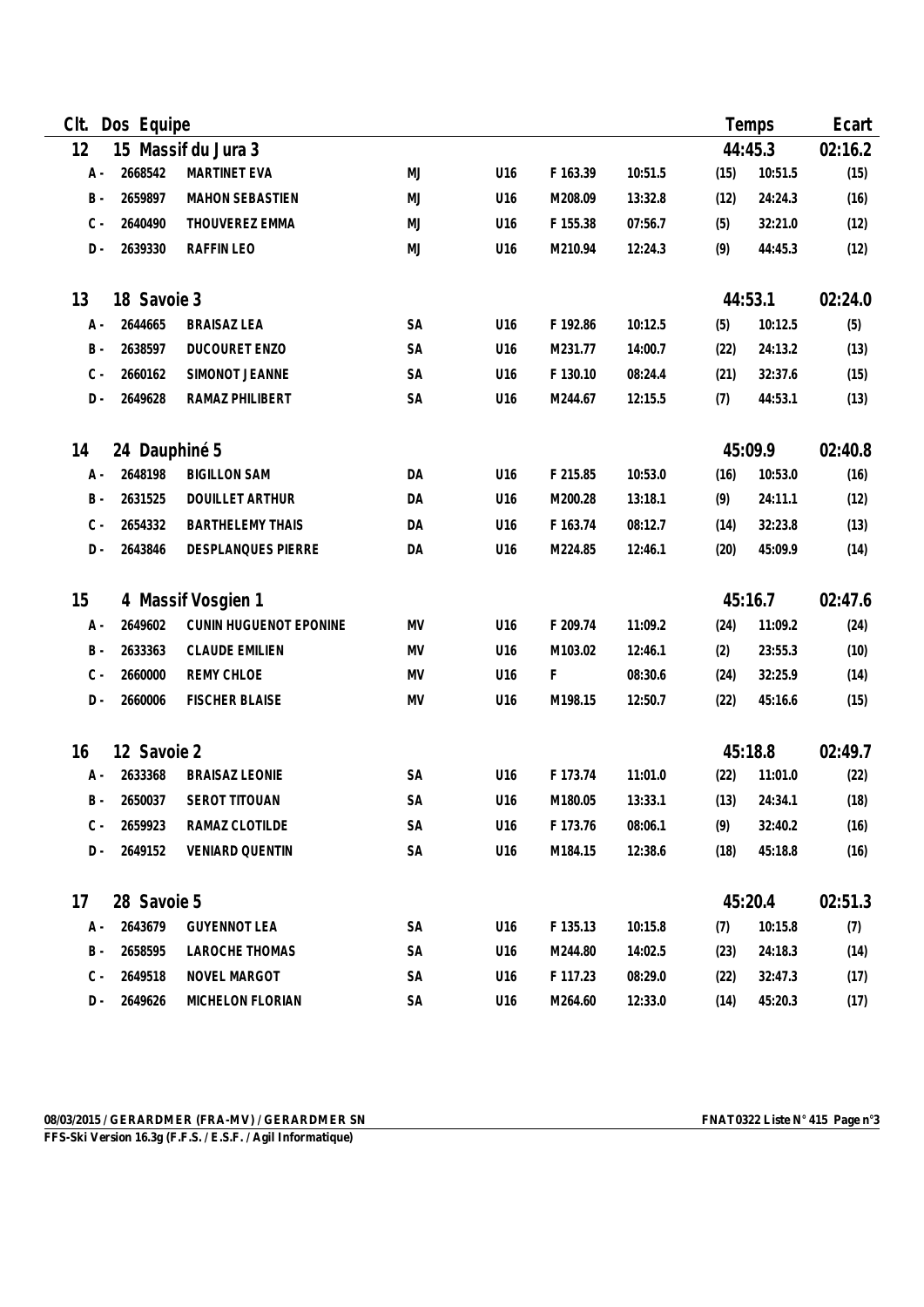| Clt. | Dos | Equipe | | | | | | | Temps | Ecart |
|---|---|---|---|---|---|---|---|---|---|---|
| 12 | 15 | Massif du Jura 3 | | | | | | | 44:45.3 | 02:16.2 |
| A - | 2668542 | MARTINET EVA | MJ | U16 | F 163.39 | 10:51.5 | (15) | 10:51.5 | | (15) |
| B - | 2659897 | MAHON SEBASTIEN | MJ | U16 | M208.09 | 13:32.8 | (12) | 24:24.3 | | (16) |
| C - | 2640490 | THOUVEREZ EMMA | MJ | U16 | F 155.38 | 07:56.7 | (5) | 32:21.0 | | (12) |
| D - | 2639330 | RAFFIN LEO | MJ | U16 | M210.94 | 12:24.3 | (9) | 44:45.3 | | (12) |
| 13 | 18 | Savoie 3 | | | | | | | 44:53.1 | 02:24.0 |
| A - | 2644665 | BRAISAZ LEA | SA | U16 | F 192.86 | 10:12.5 | (5) | 10:12.5 | | (5) |
| B - | 2638597 | DUCOURET ENZO | SA | U16 | M231.77 | 14:00.7 | (22) | 24:13.2 | | (13) |
| C - | 2660162 | SIMONOT JEANNE | SA | U16 | F 130.10 | 08:24.4 | (21) | 32:37.6 | | (15) |
| D - | 2649628 | RAMAZ PHILIBERT | SA | U16 | M244.67 | 12:15.5 | (7) | 44:53.1 | | (13) |
| 14 | 24 | Dauphiné 5 | | | | | | | 45:09.9 | 02:40.8 |
| A - | 2648198 | BIGILLON SAM | DA | U16 | F 215.85 | 10:53.0 | (16) | 10:53.0 | | (16) |
| B - | 2631525 | DOUILLET ARTHUR | DA | U16 | M200.28 | 13:18.1 | (9) | 24:11.1 | | (12) |
| C - | 2654332 | BARTHELEMY THAIS | DA | U16 | F 163.74 | 08:12.7 | (14) | 32:23.8 | | (13) |
| D - | 2643846 | DESPLANQUES PIERRE | DA | U16 | M224.85 | 12:46.1 | (20) | 45:09.9 | | (14) |
| 15 | 4 | Massif Vosgien 1 | | | | | | | 45:16.7 | 02:47.6 |
| A - | 2649602 | CUNIN HUGUENOT EPONINE | MV | U16 | F 209.74 | 11:09.2 | (24) | 11:09.2 | | (24) |
| B - | 2633363 | CLAUDE EMILIEN | MV | U16 | M103.02 | 12:46.1 | (2) | 23:55.3 | | (10) |
| C - | 2660000 | REMY CHLOE | MV | U16 | F | 08:30.6 | (24) | 32:25.9 | | (14) |
| D - | 2660006 | FISCHER BLAISE | MV | U16 | M198.15 | 12:50.7 | (22) | 45:16.6 | | (15) |
| 16 | 12 | Savoie 2 | | | | | | | 45:18.8 | 02:49.7 |
| A - | 2633368 | BRAISAZ LEONIE | SA | U16 | F 173.74 | 11:01.0 | (22) | 11:01.0 | | (22) |
| B - | 2650037 | SEROT TITOUAN | SA | U16 | M180.05 | 13:33.1 | (13) | 24:34.1 | | (18) |
| C - | 2659923 | RAMAZ CLOTILDE | SA | U16 | F 173.76 | 08:06.1 | (9) | 32:40.2 | | (16) |
| D - | 2649152 | VENIARD QUENTIN | SA | U16 | M184.15 | 12:38.6 | (18) | 45:18.8 | | (16) |
| 17 | 28 | Savoie 5 | | | | | | | 45:20.4 | 02:51.3 |
| A - | 2643679 | GUYENNOT LEA | SA | U16 | F 135.13 | 10:15.8 | (7) | 10:15.8 | | (7) |
| B - | 2658595 | LAROCHE THOMAS | SA | U16 | M244.80 | 14:02.5 | (23) | 24:18.3 | | (14) |
| C - | 2649518 | NOVEL MARGOT | SA | U16 | F 117.23 | 08:29.0 | (22) | 32:47.3 | | (17) |
| D - | 2649626 | MICHELON FLORIAN | SA | U16 | M264.60 | 12:33.0 | (14) | 45:20.3 | | (17) |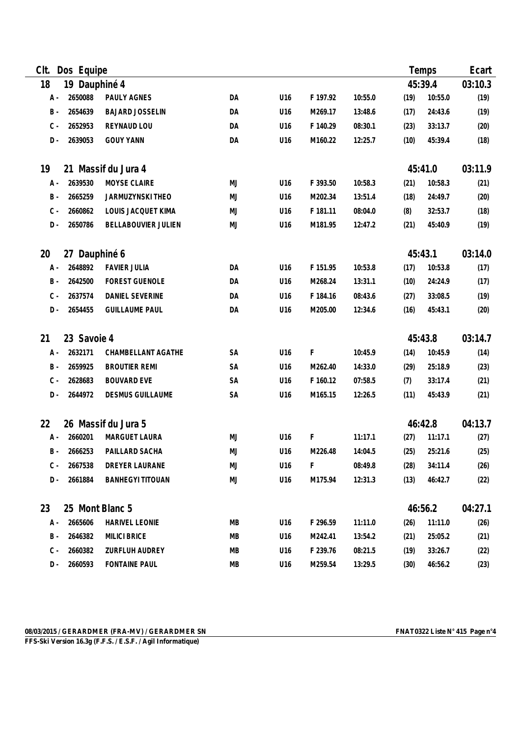| Clt. | Dos | Equipe | | | | | | Temps | | Ecart |
|---|---|---|---|---|---|---|---|---|---|---|
| 18 | 19 | Dauphiné 4 | | | | | | | 45:39.4 | 03:10.3 |
| A - | 2650088 | PAULY AGNES | DA | U16 | F 197.92 | 10:55.0 | (19) | 10:55.0 | | (19) |
| B - | 2654639 | BAJARD JOSSELIN | DA | U16 | M269.17 | 13:48.6 | (17) | 24:43.6 | | (19) |
| C - | 2652953 | REYNAUD LOU | DA | U16 | F 140.29 | 08:30.1 | (23) | 33:13.7 | | (20) |
| D - | 2639053 | GOUY YANN | DA | U16 | M160.22 | 12:25.7 | (10) | 45:39.4 | | (18) |
| 19 | 21 | Massif du Jura 4 | | | | | | | 45:41.0 | 03:11.9 |
| A - | 2639530 | MOYSE CLAIRE | MJ | U16 | F 393.50 | 10:58.3 | (21) | 10:58.3 | | (21) |
| B - | 2665259 | JARMUZYNSKI THEO | MJ | U16 | M202.34 | 13:51.4 | (18) | 24:49.7 | | (20) |
| C - | 2660862 | LOUIS JACQUET KIMA | MJ | U16 | F 181.11 | 08:04.0 | (8) | 32:53.7 | | (18) |
| D - | 2650786 | BELLABOUVIER JULIEN | MJ | U16 | M181.95 | 12:47.2 | (21) | 45:40.9 | | (19) |
| 20 | 27 | Dauphiné 6 | | | | | | | 45:43.1 | 03:14.0 |
| A - | 2648892 | FAVIER JULIA | DA | U16 | F 151.95 | 10:53.8 | (17) | 10:53.8 | | (17) |
| B - | 2642500 | FOREST GUENOLE | DA | U16 | M268.24 | 13:31.1 | (10) | 24:24.9 | | (17) |
| C - | 2637574 | DANIEL SEVERINE | DA | U16 | F 184.16 | 08:43.6 | (27) | 33:08.5 | | (19) |
| D - | 2654455 | GUILLAUME PAUL | DA | U16 | M205.00 | 12:34.6 | (16) | 45:43.1 | | (20) |
| 21 | 23 | Savoie 4 | | | | | | | 45:43.8 | 03:14.7 |
| A - | 2632171 | CHAMBELLANT AGATHE | SA | U16 | F | 10:45.9 | (14) | 10:45.9 | | (14) |
| B - | 2659925 | BROUTIER REMI | SA | U16 | M262.40 | 14:33.0 | (29) | 25:18.9 | | (23) |
| C - | 2628683 | BOUVARD EVE | SA | U16 | F 160.12 | 07:58.5 | (7) | 33:17.4 | | (21) |
| D - | 2644972 | DESMUS GUILLAUME | SA | U16 | M165.15 | 12:26.5 | (11) | 45:43.9 | | (21) |
| 22 | 26 | Massif du Jura 5 | | | | | | | 46:42.8 | 04:13.7 |
| A - | 2660201 | MARGUET LAURA | MJ | U16 | F | 11:17.1 | (27) | 11:17.1 | | (27) |
| B - | 2666253 | PAILLARD SACHA | MJ | U16 | M226.48 | 14:04.5 | (25) | 25:21.6 | | (25) |
| C - | 2667538 | DREYER LAURANE | MJ | U16 | F | 08:49.8 | (28) | 34:11.4 | | (26) |
| D - | 2661884 | BANHEGYI TITOUAN | MJ | U16 | M175.94 | 12:31.3 | (13) | 46:42.7 | | (22) |
| 23 | 25 | Mont Blanc 5 | | | | | | | 46:56.2 | 04:27.1 |
| A - | 2665606 | HARIVEL LEONIE | MB | U16 | F 296.59 | 11:11.0 | (26) | 11:11.0 | | (26) |
| B - | 2646382 | MILICI BRICE | MB | U16 | M242.41 | 13:54.2 | (21) | 25:05.2 | | (21) |
| C - | 2660382 | ZURFLUH AUDREY | MB | U16 | F 239.76 | 08:21.5 | (19) | 33:26.7 | | (22) |
| D - | 2660593 | FONTAINE PAUL | MB | U16 | M259.54 | 13:29.5 | (30) | 46:56.2 | | (23) |

08/03/2015 / GERARDMER (FRA-MV) / GERARDMER SN — FNAT0322 Liste N° 415

FFS-Ski Version 16.3g (F.F.S. / E.S.F. / Agil Informatique)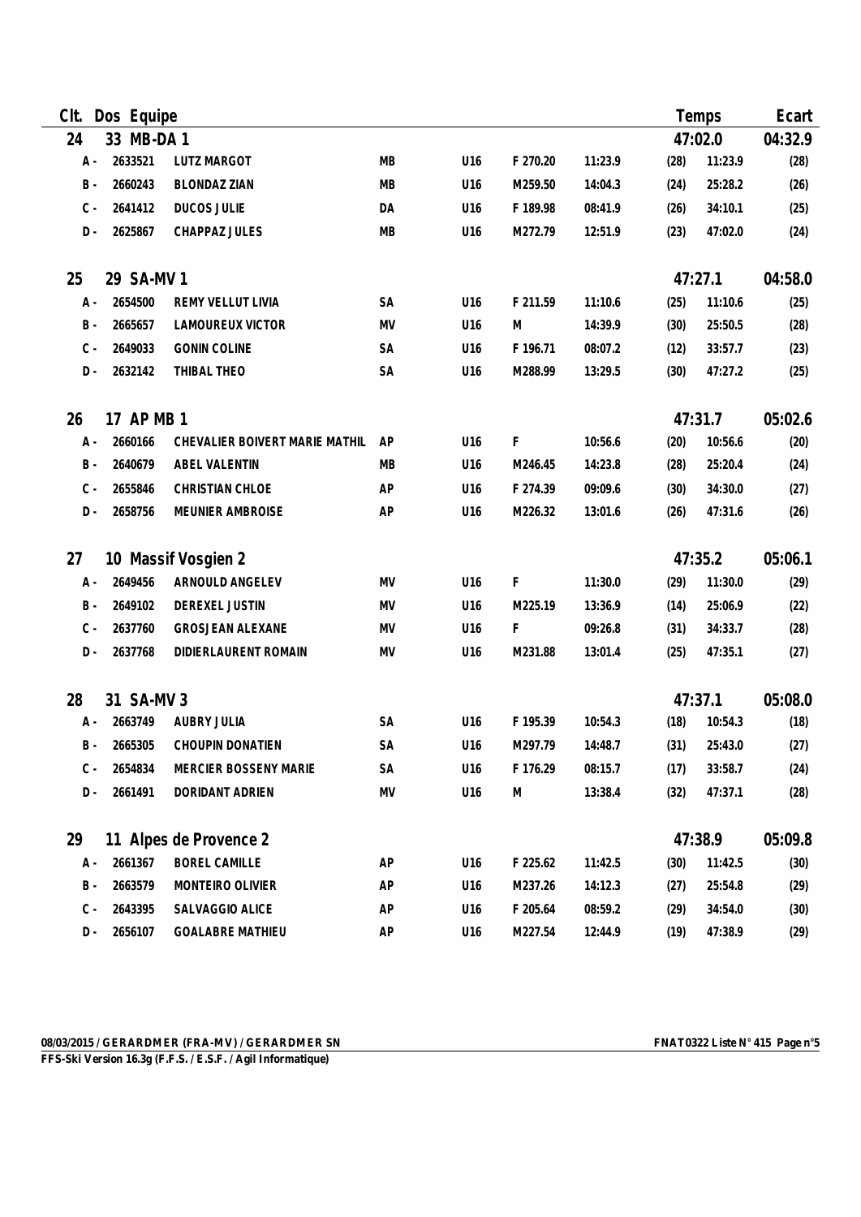| Clt. | Dos | Equipe | | | | | | | Temps | Ecart |
|---|---|---|---|---|---|---|---|---|---|---|
| 24 | 33 | MB-DA 1 | | | | | | | 47:02.0 | 04:32.9 |
| A - | 2633521 | LUTZ MARGOT | MB | U16 | F 270.20 | 11:23.9 | (28) | 11:23.9 | | (28) |
| B - | 2660243 | BLONDAZ ZIAN | MB | U16 | M259.50 | 14:04.3 | (24) | 25:28.2 | | (26) |
| C - | 2641412 | DUCOS JULIE | DA | U16 | F 189.98 | 08:41.9 | (26) | 34:10.1 | | (25) |
| D - | 2625867 | CHAPPAZ JULES | MB | U16 | M272.79 | 12:51.9 | (23) | 47:02.0 | | (24) |
| 25 | 29 | SA-MV 1 | | | | | | | 47:27.1 | 04:58.0 |
| A - | 2654500 | REMY VELLUT LIVIA | SA | U16 | F 211.59 | 11:10.6 | (25) | 11:10.6 | | (25) |
| B - | 2665657 | LAMOUREUX VICTOR | MV | U16 | M | 14:39.9 | (30) | 25:50.5 | | (28) |
| C - | 2649033 | GONIN COLINE | SA | U16 | F 196.71 | 08:07.2 | (12) | 33:57.7 | | (23) |
| D - | 2632142 | THIBAL THEO | SA | U16 | M288.99 | 13:29.5 | (30) | 47:27.2 | | (25) |
| 26 | 17 | AP MB 1 | | | | | | | 47:31.7 | 05:02.6 |
| A - | 2660166 | CHEVALIER BOIVERT MARIE MATHIL | AP | U16 | F | 10:56.6 | (20) | 10:56.6 | | (20) |
| B - | 2640679 | ABEL VALENTIN | MB | U16 | M246.45 | 14:23.8 | (28) | 25:20.4 | | (24) |
| C - | 2655846 | CHRISTIAN CHLOE | AP | U16 | F 274.39 | 09:09.6 | (30) | 34:30.0 | | (27) |
| D - | 2658756 | MEUNIER AMBROISE | AP | U16 | M226.32 | 13:01.6 | (26) | 47:31.6 | | (26) |
| 27 | 10 | Massif Vosgien 2 | | | | | | | 47:35.2 | 05:06.1 |
| A - | 2649456 | ARNOULD ANGELEV | MV | U16 | F | 11:30.0 | (29) | 11:30.0 | | (29) |
| B - | 2649102 | DEREXEL JUSTIN | MV | U16 | M225.19 | 13:36.9 | (14) | 25:06.9 | | (22) |
| C - | 2637760 | GROSJEAN ALEXANE | MV | U16 | F | 09:26.8 | (31) | 34:33.7 | | (28) |
| D - | 2637768 | DIDIERLAURENT ROMAIN | MV | U16 | M231.88 | 13:01.4 | (25) | 47:35.1 | | (27) |
| 28 | 31 | SA-MV 3 | | | | | | | 47:37.1 | 05:08.0 |
| A - | 2663749 | AUBRY JULIA | SA | U16 | F 195.39 | 10:54.3 | (18) | 10:54.3 | | (18) |
| B - | 2665305 | CHOUPIN DONATIEN | SA | U16 | M297.79 | 14:48.7 | (31) | 25:43.0 | | (27) |
| C - | 2654834 | MERCIER BOSSENY MARIE | SA | U16 | F 176.29 | 08:15.7 | (17) | 33:58.7 | | (24) |
| D - | 2661491 | DORIDANT ADRIEN | MV | U16 | M | 13:38.4 | (32) | 47:37.1 | | (28) |
| 29 | 11 | Alpes de Provence 2 | | | | | | | 47:38.9 | 05:09.8 |
| A - | 2661367 | BOREL CAMILLE | AP | U16 | F 225.62 | 11:42.5 | (30) | 11:42.5 | | (30) |
| B - | 2663579 | MONTEIRO OLIVIER | AP | U16 | M237.26 | 14:12.3 | (27) | 25:54.8 | | (29) |
| C - | 2643395 | SALVAGGIO ALICE | AP | U16 | F 205.64 | 08:59.2 | (29) | 34:54.0 | | (30) |
| D - | 2656107 | GOALABRE MATHIEU | AP | U16 | M227.54 | 12:44.9 | (19) | 47:38.9 | | (29) |

08/03/2015 / GERARDMER (FRA-MV) / GERARDMER SN — FNAT0322 Liste N° 415

FFS-Ski Version 16.3g (F.F.S. / E.S.F. / Agil Informatique)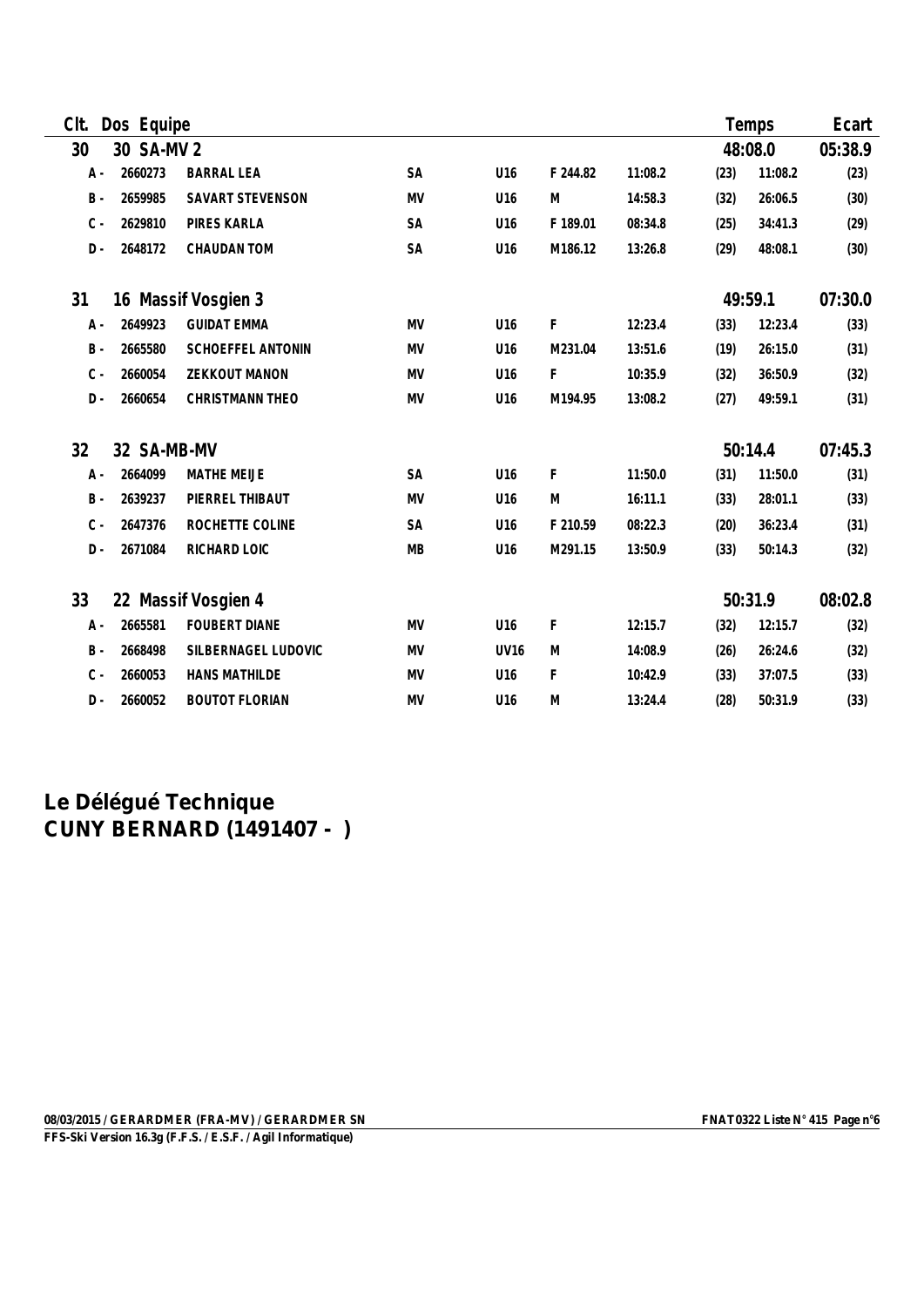| Clt. | Dos | Equipe | | | | | | | Temps | Ecart |
|---|---|---|---|---|---|---|---|---|---|---|
| 30 | 30 | SA-MV 2 | | | | | | | 48:08.0 | 05:38.9 |
| A - | 2660273 | BARRAL LEA | SA | U16 | F 244.82 | 11:08.2 | (23) | 11:08.2 | | (23) |
| B - | 2659985 | SAVART STEVENSON | MV | U16 | M | 14:58.3 | (32) | 26:06.5 | | (30) |
| C - | 2629810 | PIRES KARLA | SA | U16 | F 189.01 | 08:34.8 | (25) | 34:41.3 | | (29) |
| D - | 2648172 | CHAUDAN TOM | SA | U16 | M186.12 | 13:26.8 | (29) | 48:08.1 | | (30) |
| 31 | 16 | Massif Vosgien 3 | | | | | | | 49:59.1 | 07:30.0 |
| A - | 2649923 | GUIDAT EMMA | MV | U16 | F | 12:23.4 | (33) | 12:23.4 | | (33) |
| B - | 2665580 | SCHOEFFEL ANTONIN | MV | U16 | M231.04 | 13:51.6 | (19) | 26:15.0 | | (31) |
| C - | 2660054 | ZEKKOUT MANON | MV | U16 | F | 10:35.9 | (32) | 36:50.9 | | (32) |
| D - | 2660654 | CHRISTMANN THEO | MV | U16 | M194.95 | 13:08.2 | (27) | 49:59.1 | | (31) |
| 32 | 32 | SA-MB-MV | | | | | | | 50:14.4 | 07:45.3 |
| A - | 2664099 | MATHE MEIJE | SA | U16 | F | 11:50.0 | (31) | 11:50.0 | | (31) |
| B - | 2639237 | PIERREL THIBAUT | MV | U16 | M | 16:11.1 | (33) | 28:01.1 | | (33) |
| C - | 2647376 | ROCHETTE COLINE | SA | U16 | F 210.59 | 08:22.3 | (20) | 36:23.4 | | (31) |
| D - | 2671084 | RICHARD LOIC | MB | U16 | M291.15 | 13:50.9 | (33) | 50:14.3 | | (32) |
| 33 | 22 | Massif Vosgien 4 | | | | | | | 50:31.9 | 08:02.8 |
| A - | 2665581 | FOUBERT DIANE | MV | U16 | F | 12:15.7 | (32) | 12:15.7 | | (32) |
| B - | 2668498 | SILBERNAGEL LUDOVIC | MV | UV16 | M | 14:08.9 | (26) | 26:24.6 | | (32) |
| C - | 2660053 | HANS MATHILDE | MV | U16 | F | 10:42.9 | (33) | 37:07.5 | | (33) |
| D - | 2660052 | BOUTOT FLORIAN | MV | U16 | M | 13:24.4 | (28) | 50:31.9 | | (33) |

**Le Délégué Technique**
**CUNY BERNARD (1491407 - )**

08/03/2015 / GERARDMER (FRA-MV) / GERARDMER SN — FNAT0322 Liste N° 415

FFS-Ski Version 16.3g (F.F.S. / E.S.F. / Agil Informatique)